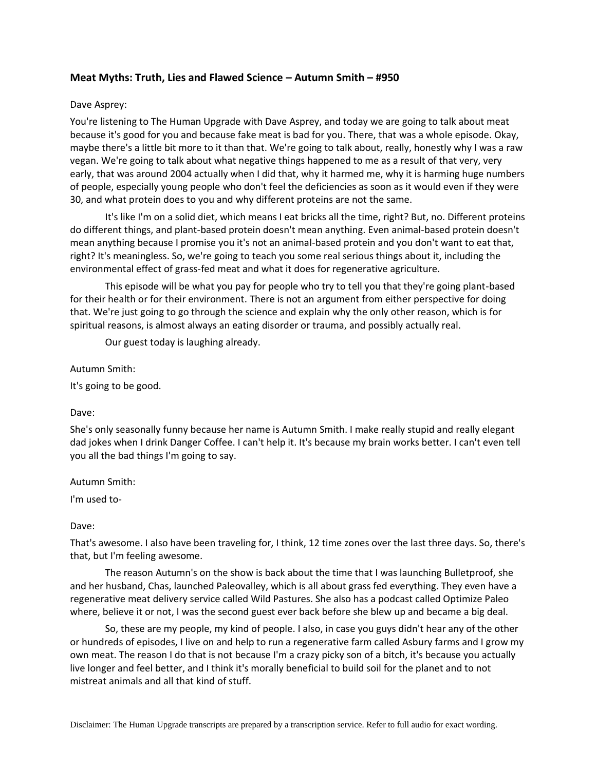### Meat Myths: Truth, Lies and Flawed Science – Autumn Smith – #950

Dave Asprey:

You're listening to The Human Upgrade with Dave Asprey, and today we are going to talk about meat because it's good for you and because fake meat is bad for you. There, that was a whole episode. Okay, maybe there's a little bit more to it than that. We're going to talk about, really, honestly why I was a raw vegan. We're going to talk about what negative things happened to me as a result of that very, very early, that was around 2004 actually when I did that, why it harmed me, why it is harming huge numbers of people, especially young people who don't feel the deficiencies as soon as it would even if they were 30, and what protein does to you and why different proteins are not the same.

It's like I'm on a solid diet, which means I eat bricks all the time, right? But, no. Different proteins do different things, and plant-based protein doesn't mean anything. Even animal-based protein doesn't mean anything because I promise you it's not an animal-based protein and you don't want to eat that, right? It's meaningless. So, we're going to teach you some real serious things about it, including the environmental effect of grass-fed meat and what it does for regenerative agriculture.

This episode will be what you pay for people who try to tell you that they're going plant-based for their health or for their environment. There is not an argument from either perspective for doing that. We're just going to go through the science and explain why the only other reason, which is for spiritual reasons, is almost always an eating disorder or trauma, and possibly actually real.

Our guest today is laughing already.

Autumn Smith:

It's going to be good.

Dave:

She's only seasonally funny because her name is Autumn Smith. I make really stupid and really elegant dad jokes when I drink Danger Coffee. I can't help it. It's because my brain works better. I can't even tell you all the bad things I'm going to say.

Autumn Smith:

I'm used to-

Dave:

That's awesome. I also have been traveling for, I think, 12 time zones over the last three days. So, there's that, but I'm feeling awesome.

The reason Autumn's on the show is back about the time that I was launching Bulletproof, she and her husband, Chas, launched Paleovalley, which is all about grass fed everything. They even have a regenerative meat delivery service called Wild Pastures. She also has a podcast called Optimize Paleo where, believe it or not, I was the second guest ever back before she blew up and became a big deal.

So, these are my people, my kind of people. I also, in case you guys didn't hear any of the other or hundreds of episodes, I live on and help to run a regenerative farm called Asbury farms and I grow my own meat. The reason I do that is not because I'm a crazy picky son of a bitch, it's because you actually live longer and feel better, and I think it's morally beneficial to build soil for the planet and to not mistreat animals and all that kind of stuff.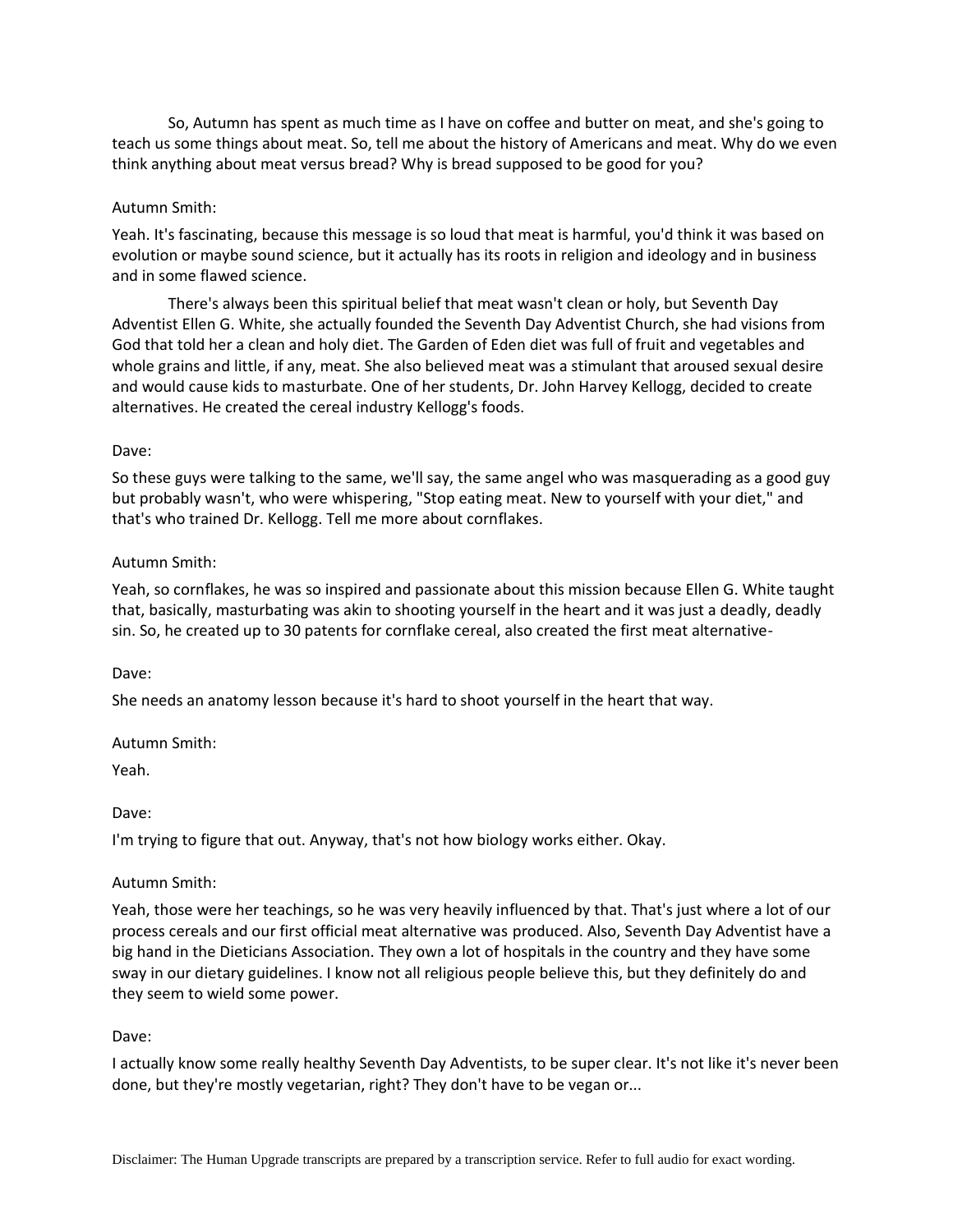So, Autumn has spent as much time as I have on coffee and butter on meat, and she's going to teach us some things about meat. So, tell me about the history of Americans and meat. Why do we even think anything about meat versus bread? Why is bread supposed to be good for you?

Autumn Smith:

Yeah. It's fascinating, because this message is so loud that meat is harmful, you'd think it was based on evolution or maybe sound science, but it actually has its roots in religion and ideology and in business and in some flawed science.

There's always been this spiritual belief that meat wasn't clean or holy, but Seventh Day Adventist Ellen G. White, she actually founded the Seventh Day Adventist Church, she had visions from God that told her a clean and holy diet. The Garden of Eden diet was full of fruit and vegetables and whole grains and little, if any, meat. She also believed meat was a stimulant that aroused sexual desire and would cause kids to masturbate. One of her students, Dr. John Harvey Kellogg, decided to create alternatives. He created the cereal industry Kellogg's foods.

Dave:

So these guys were talking to the same, we'll say, the same angel who was masquerading as a good guy but probably wasn't, who were whispering, "Stop eating meat. New to yourself with your diet," and that's who trained Dr. Kellogg. Tell me more about cornflakes.

Autumn Smith:

Yeah, so cornflakes, he was so inspired and passionate about this mission because Ellen G. White taught that, basically, masturbating was akin to shooting yourself in the heart and it was just a deadly, deadly sin. So, he created up to 30 patents for cornflake cereal, also created the first meat alternative-

Dave:

She needs an anatomy lesson because it's hard to shoot yourself in the heart that way.

Autumn Smith:

Yeah.

Dave:

I'm trying to figure that out. Anyway, that's not how biology works either. Okay.

Autumn Smith:

Yeah, those were her teachings, so he was very heavily influenced by that. That's just where a lot of our process cereals and our first official meat alternative was produced. Also, Seventh Day Adventist have a big hand in the Dieticians Association. They own a lot of hospitals in the country and they have some sway in our dietary guidelines. I know not all religious people believe this, but they definitely do and they seem to wield some power.

Dave:

I actually know some really healthy Seventh Day Adventists, to be super clear. It's not like it's never been done, but they're mostly vegetarian, right? They don't have to be vegan or...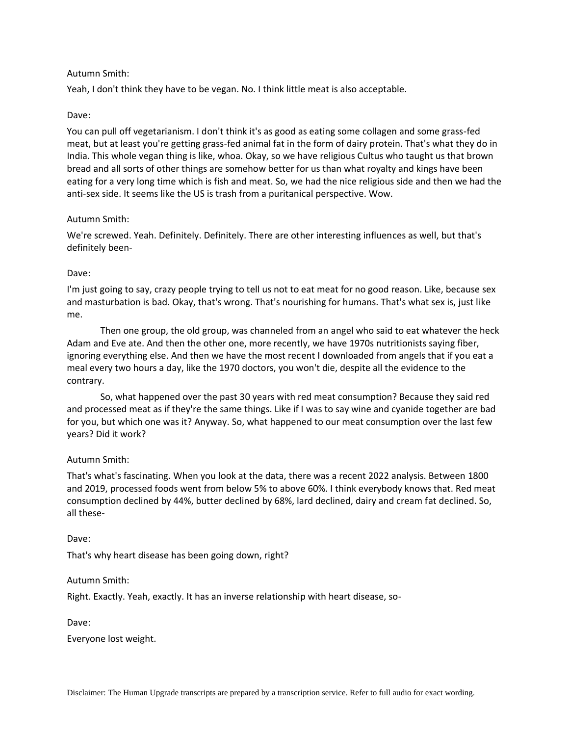Autumn Smith:

Yeah, I don't think they have to be vegan. No. I think little meat is also acceptable.

Dave:

You can pull off vegetarianism. I don't think it's as good as eating some collagen and some grass-fed meat, but at least you're getting grass-fed animal fat in the form of dairy protein. That's what they do in India. This whole vegan thing is like, whoa. Okay, so we have religious Cultus who taught us that brown bread and all sorts of other things are somehow better for us than what royalty and kings have been eating for a very long time which is fish and meat. So, we had the nice religious side and then we had the anti-sex side. It seems like the US is trash from a puritanical perspective. Wow.

Autumn Smith:

We're screwed. Yeah. Definitely. Definitely. There are other interesting influences as well, but that's definitely been-

Dave:

I'm just going to say, crazy people trying to tell us not to eat meat for no good reason. Like, because sex and masturbation is bad. Okay, that's wrong. That's nourishing for humans. That's what sex is, just like me.

Then one group, the old group, was channeled from an angel who said to eat whatever the heck Adam and Eve ate. And then the other one, more recently, we have 1970s nutritionists saying fiber, ignoring everything else. And then we have the most recent I downloaded from angels that if you eat a meal every two hours a day, like the 1970 doctors, you won't die, despite all the evidence to the contrary.

So, what happened over the past 30 years with red meat consumption? Because they said red and processed meat as if they're the same things. Like if I was to say wine and cyanide together are bad for you, but which one was it? Anyway. So, what happened to our meat consumption over the last few years? Did it work?

Autumn Smith:

That's what's fascinating. When you look at the data, there was a recent 2022 analysis. Between 1800 and 2019, processed foods went from below 5% to above 60%. I think everybody knows that. Red meat consumption declined by 44%, butter declined by 68%, lard declined, dairy and cream fat declined. So, all these-

Dave:

That's why heart disease has been going down, right?

Autumn Smith:

Right. Exactly. Yeah, exactly. It has an inverse relationship with heart disease, so-

Dave:

Everyone lost weight.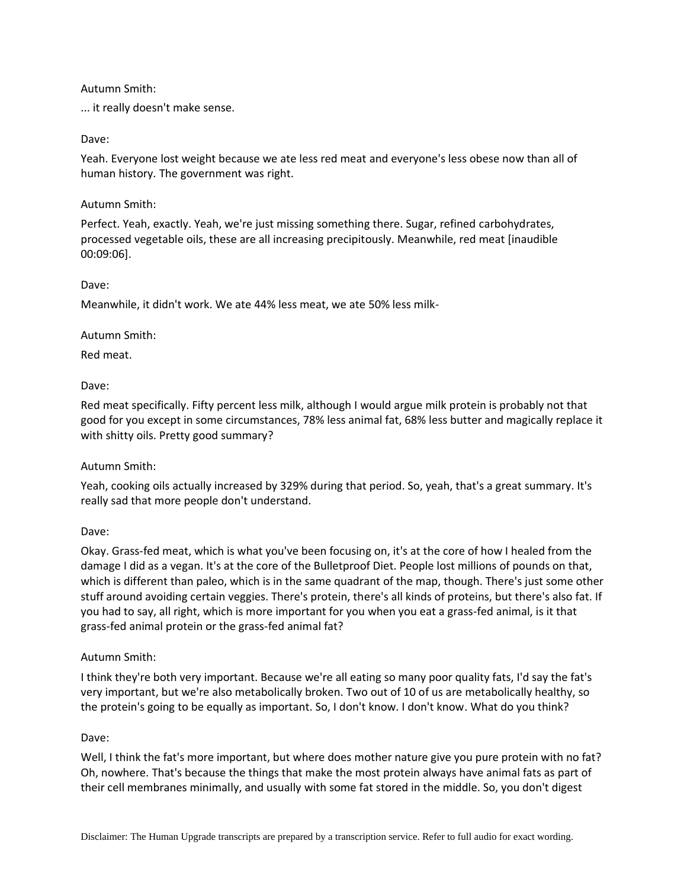Autumn Smith:

... it really doesn't make sense.

Dave:

Yeah. Everyone lost weight because we ate less red meat and everyone's less obese now than all of human history. The government was right.

Autumn Smith:

Perfect. Yeah, exactly. Yeah, we're just missing something there. Sugar, refined carbohydrates, processed vegetable oils, these are all increasing precipitously. Meanwhile, red meat [inaudible 00:09:06].

Dave:

Meanwhile, it didn't work. We ate 44% less meat, we ate 50% less milk-

Autumn Smith:

Red meat.

Dave:

Red meat specifically. Fifty percent less milk, although I would argue milk protein is probably not that good for you except in some circumstances, 78% less animal fat, 68% less butter and magically replace it with shitty oils. Pretty good summary?

Autumn Smith:

Yeah, cooking oils actually increased by 329% during that period. So, yeah, that's a great summary. It's really sad that more people don't understand.

Dave:

Okay. Grass-fed meat, which is what you've been focusing on, it's at the core of how I healed from the damage I did as a vegan. It's at the core of the Bulletproof Diet. People lost millions of pounds on that, which is different than paleo, which is in the same quadrant of the map, though. There's just some other stuff around avoiding certain veggies. There's protein, there's all kinds of proteins, but there's also fat. If you had to say, all right, which is more important for you when you eat a grass-fed animal, is it that grass-fed animal protein or the grass-fed animal fat?

Autumn Smith:

I think they're both very important. Because we're all eating so many poor quality fats, I'd say the fat's very important, but we're also metabolically broken. Two out of 10 of us are metabolically healthy, so the protein's going to be equally as important. So, I don't know. I don't know. What do you think?

Dave:

Well, I think the fat's more important, but where does mother nature give you pure protein with no fat? Oh, nowhere. That's because the things that make the most protein always have animal fats as part of their cell membranes minimally, and usually with some fat stored in the middle. So, you don't digest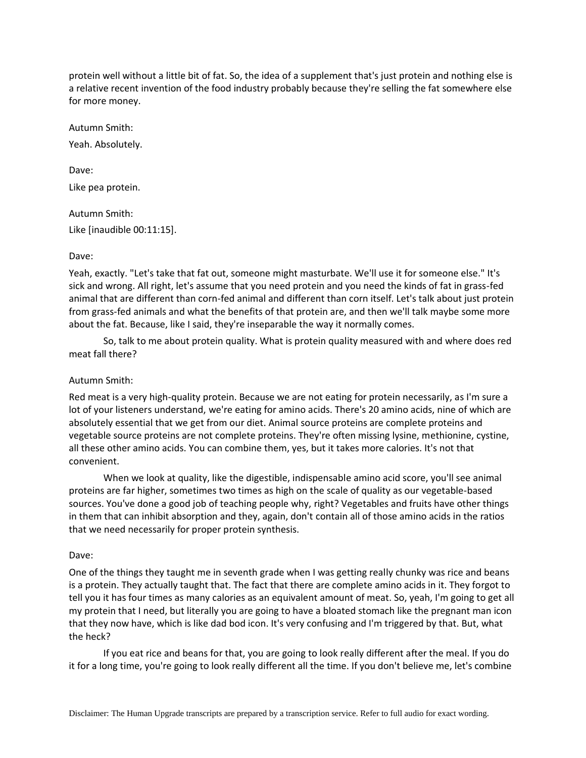protein well without a little bit of fat. So, the idea of a supplement that's just protein and nothing else is a relative recent invention of the food industry probably because they're selling the fat somewhere else for more money.

Autumn Smith:

Yeah. Absolutely.

Dave:

Like pea protein.

Autumn Smith:

Like [inaudible 00:11:15].

Dave:

Yeah, exactly. "Let's take that fat out, someone might masturbate. We'll use it for someone else." It's sick and wrong. All right, let's assume that you need protein and you need the kinds of fat in grass-fed animal that are different than corn-fed animal and different than corn itself. Let's talk about just protein from grass-fed animals and what the benefits of that protein are, and then we'll talk maybe some more about the fat. Because, like I said, they're inseparable the way it normally comes.

So, talk to me about protein quality. What is protein quality measured with and where does red meat fall there?

Autumn Smith:

Red meat is a very high-quality protein. Because we are not eating for protein necessarily, as I'm sure a lot of your listeners understand, we're eating for amino acids. There's 20 amino acids, nine of which are absolutely essential that we get from our diet. Animal source proteins are complete proteins and vegetable source proteins are not complete proteins. They're often missing lysine, methionine, cystine, all these other amino acids. You can combine them, yes, but it takes more calories. It's not that convenient.

When we look at quality, like the digestible, indispensable amino acid score, you'll see animal proteins are far higher, sometimes two times as high on the scale of quality as our vegetable-based sources. You've done a good job of teaching people why, right? Vegetables and fruits have other things in them that can inhibit absorption and they, again, don't contain all of those amino acids in the ratios that we need necessarily for proper protein synthesis.

Dave:

One of the things they taught me in seventh grade when I was getting really chunky was rice and beans is a protein. They actually taught that. The fact that there are complete amino acids in it. They forgot to tell you it has four times as many calories as an equivalent amount of meat. So, yeah, I'm going to get all my protein that I need, but literally you are going to have a bloated stomach like the pregnant man icon that they now have, which is like dad bod icon. It's very confusing and I'm triggered by that. But, what the heck?

If you eat rice and beans for that, you are going to look really different after the meal. If you do it for a long time, you're going to look really different all the time. If you don't believe me, let's combine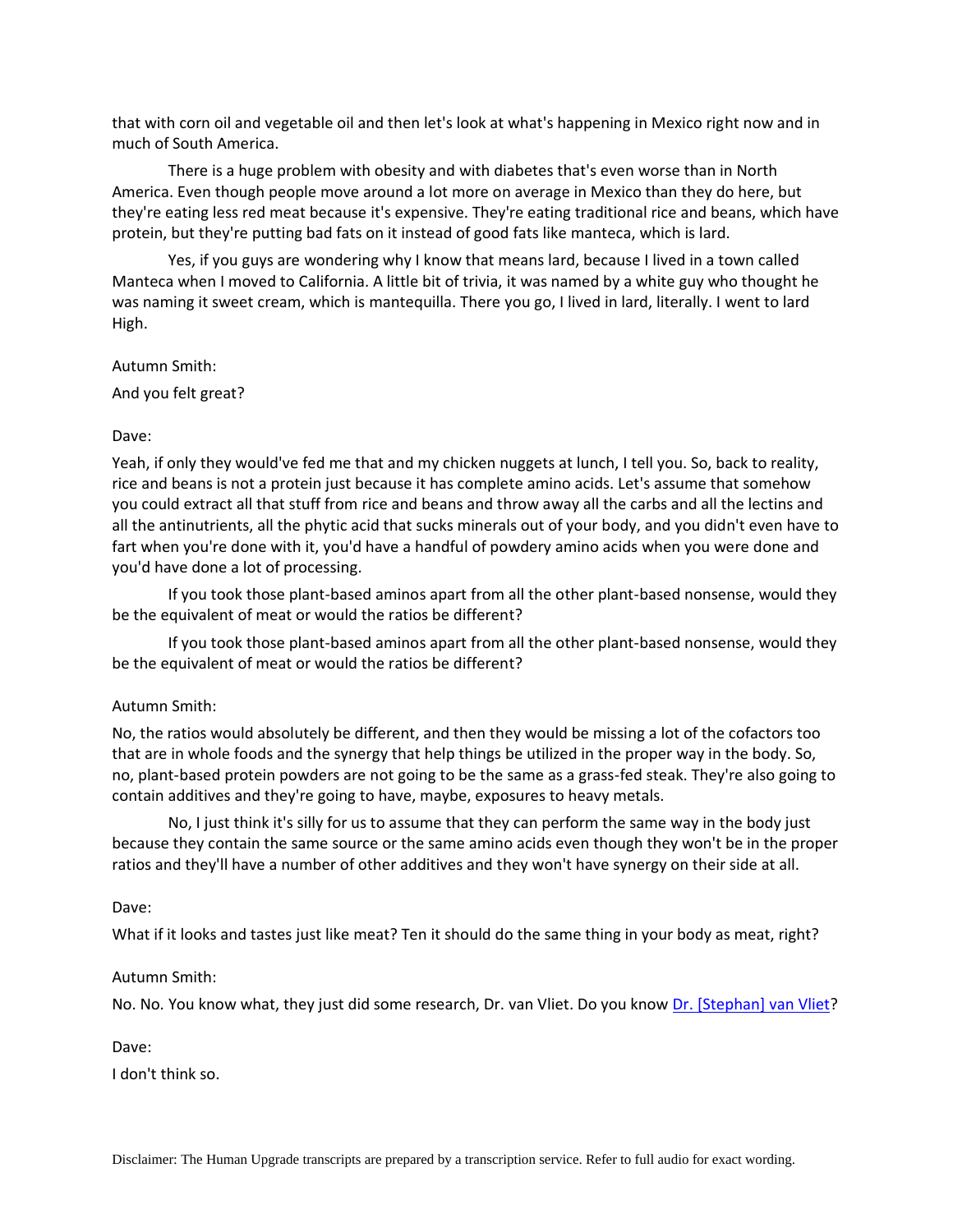that with corn oil and vegetable oil and then let's look at what's happening in Mexico right now and in much of South America.

There is a huge problem with obesity and with diabetes that's even worse than in North America. Even though people move around a lot more on average in Mexico than they do here, but they're eating less red meat because it's expensive. They're eating traditional rice and beans, which have protein, but they're putting bad fats on it instead of good fats like manteca, which is lard.

Yes, if you guys are wondering why I know that means lard, because I lived in a town called Manteca when I moved to California. A little bit of trivia, it was named by a white guy who thought he was naming it sweet cream, which is mantequilla. There you go, I lived in lard, literally. I went to lard High.

Autumn Smith:

And you felt great?

Dave:

Yeah, if only they would've fed me that and my chicken nuggets at lunch, I tell you. So, back to reality, rice and beans is not a protein just because it has complete amino acids. Let's assume that somehow you could extract all that stuff from rice and beans and throw away all the carbs and all the lectins and all the antinutrients, all the phytic acid that sucks minerals out of your body, and you didn't even have to fart when you're done with it, you'd have a handful of powdery amino acids when you were done and you'd have done a lot of processing.

If you took those plant-based aminos apart from all the other plant-based nonsense, would they be the equivalent of meat or would the ratios be different?

If you took those plant-based aminos apart from all the other plant-based nonsense, would they be the equivalent of meat or would the ratios be different?

Autumn Smith:

No, the ratios would absolutely be different, and then they would be missing a lot of the cofactors too that are in whole foods and the synergy that help things be utilized in the proper way in the body. So, no, plant-based protein powders are not going to be the same as a grass-fed steak. They're also going to contain additives and they're going to have, maybe, exposures to heavy metals.

No, I just think it's silly for us to assume that they can perform the same way in the body just because they contain the same source or the same amino acids even though they won't be in the proper ratios and they'll have a number of other additives and they won't have synergy on their side at all.

Dave:

What if it looks and tastes just like meat? Ten it should do the same thing in your body as meat, right?

Autumn Smith:

No. No. You know what, they just did some research, Dr. van Vliet. Do you know [Dr. [Stephan] van Vliet]?

Dave:

I don't think so.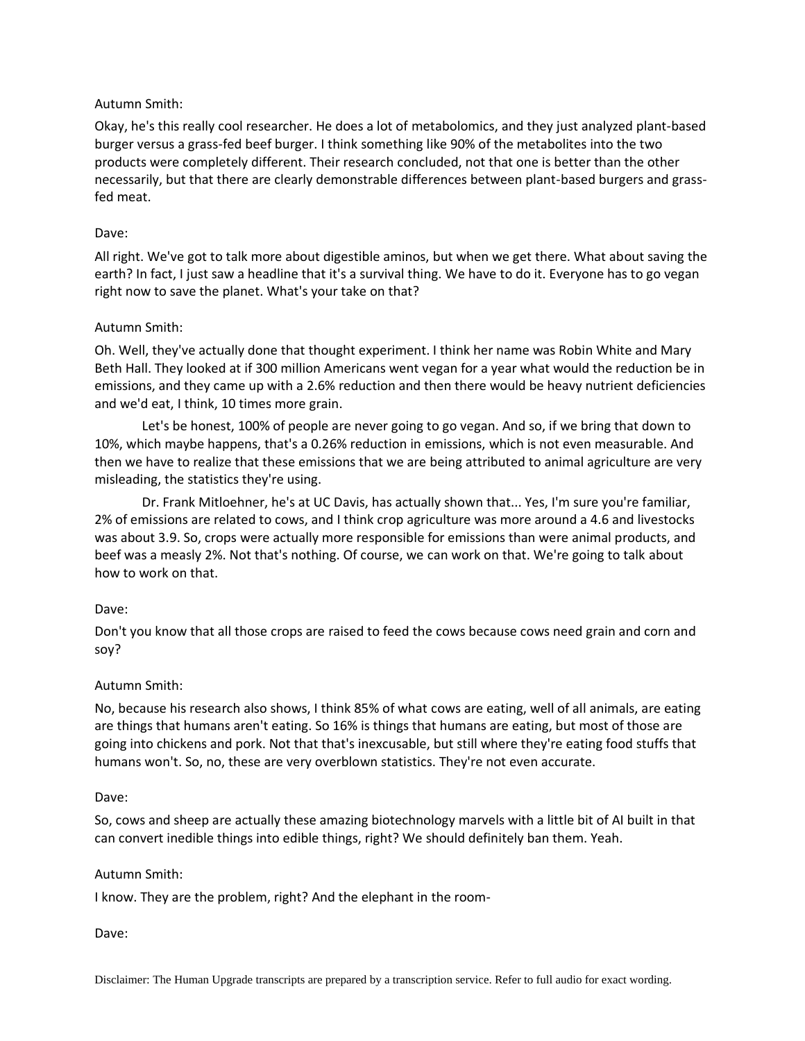Autumn Smith:

Okay, he's this really cool researcher. He does a lot of metabolomics, and they just analyzed plant-based burger versus a grass-fed beef burger. I think something like 90% of the metabolites into the two products were completely different. Their research concluded, not that one is better than the other necessarily, but that there are clearly demonstrable differences between plant-based burgers and grass-fed meat.

Dave:

All right. We've got to talk more about digestible aminos, but when we get there. What about saving the earth? In fact, I just saw a headline that it's a survival thing. We have to do it. Everyone has to go vegan right now to save the planet. What's your take on that?

Autumn Smith:

Oh. Well, they've actually done that thought experiment. I think her name was Robin White and Mary Beth Hall. They looked at if 300 million Americans went vegan for a year what would the reduction be in emissions, and they came up with a 2.6% reduction and then there would be heavy nutrient deficiencies and we'd eat, I think, 10 times more grain.

Let's be honest, 100% of people are never going to go vegan. And so, if we bring that down to 10%, which maybe happens, that's a 0.26% reduction in emissions, which is not even measurable. And then we have to realize that these emissions that we are being attributed to animal agriculture are very misleading, the statistics they're using.

Dr. Frank Mitloehner, he's at UC Davis, has actually shown that... Yes, I'm sure you're familiar, 2% of emissions are related to cows, and I think crop agriculture was more around a 4.6 and livestocks was about 3.9. So, crops were actually more responsible for emissions than were animal products, and beef was a measly 2%. Not that's nothing. Of course, we can work on that. We're going to talk about how to work on that.

Dave:

Don't you know that all those crops are raised to feed the cows because cows need grain and corn and soy?

Autumn Smith:

No, because his research also shows, I think 85% of what cows are eating, well of all animals, are eating are things that humans aren't eating. So 16% is things that humans are eating, but most of those are going into chickens and pork. Not that that's inexcusable, but still where they're eating food stuffs that humans won't. So, no, these are very overblown statistics. They're not even accurate.

Dave:

So, cows and sheep are actually these amazing biotechnology marvels with a little bit of AI built in that can convert inedible things into edible things, right? We should definitely ban them. Yeah.

Autumn Smith:

I know. They are the problem, right? And the elephant in the room-

Dave: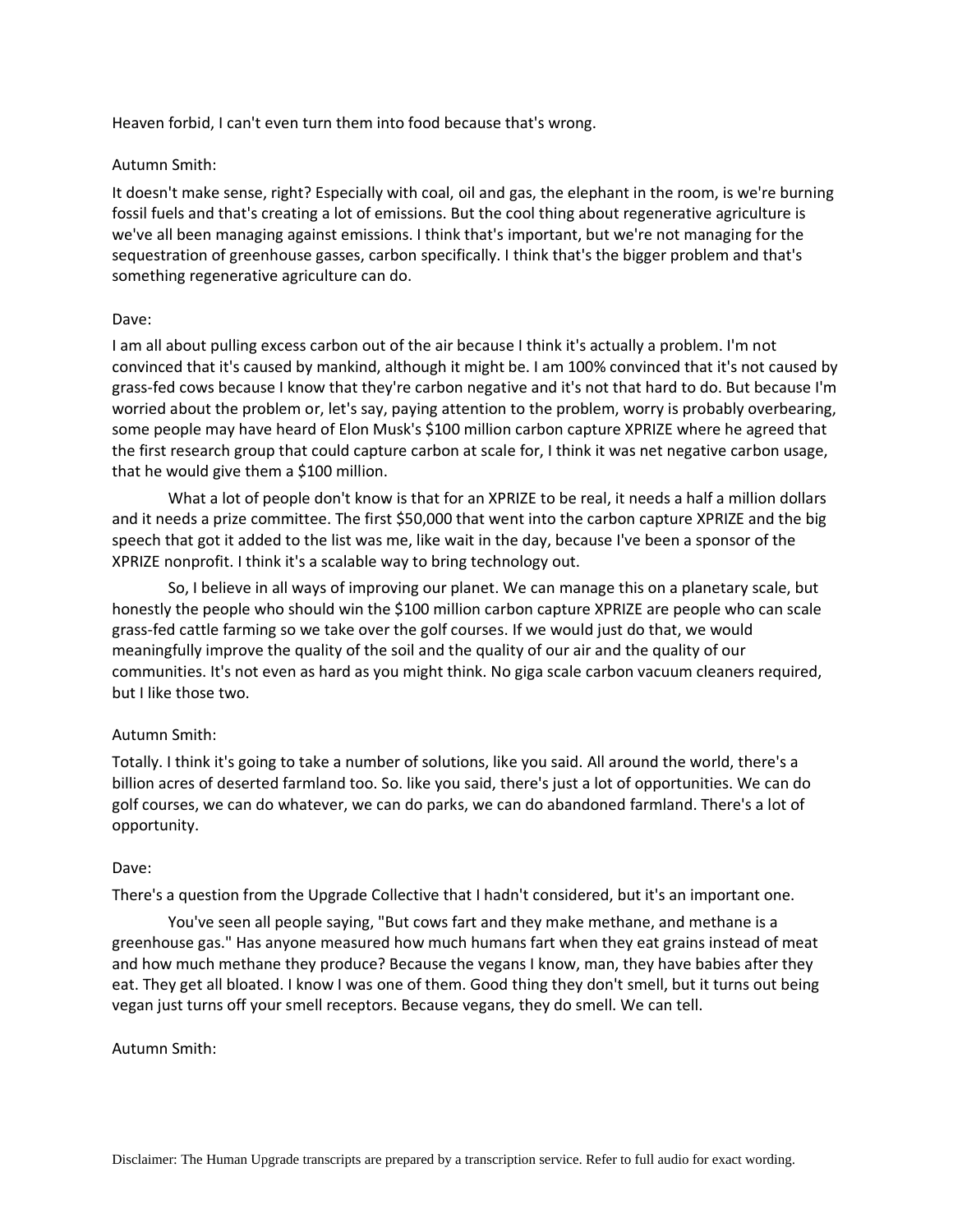Heaven forbid, I can't even turn them into food because that's wrong.

Autumn Smith:

It doesn't make sense, right? Especially with coal, oil and gas, the elephant in the room, is we're burning fossil fuels and that's creating a lot of emissions. But the cool thing about regenerative agriculture is we've all been managing against emissions. I think that's important, but we're not managing for the sequestration of greenhouse gasses, carbon specifically. I think that's the bigger problem and that's something regenerative agriculture can do.

Dave:

I am all about pulling excess carbon out of the air because I think it's actually a problem. I'm not convinced that it's caused by mankind, although it might be. I am 100% convinced that it's not caused by grass-fed cows because I know that they're carbon negative and it's not that hard to do. But because I'm worried about the problem or, let's say, paying attention to the problem, worry is probably overbearing, some people may have heard of Elon Musk's $100 million carbon capture XPRIZE where he agreed that the first research group that could capture carbon at scale for, I think it was net negative carbon usage, that he would give them a $100 million.

What a lot of people don't know is that for an XPRIZE to be real, it needs a half a million dollars and it needs a prize committee. The first $50,000 that went into the carbon capture XPRIZE and the big speech that got it added to the list was me, like wait in the day, because I've been a sponsor of the XPRIZE nonprofit. I think it's a scalable way to bring technology out.

So, I believe in all ways of improving our planet. We can manage this on a planetary scale, but honestly the people who should win the $100 million carbon capture XPRIZE are people who can scale grass-fed cattle farming so we take over the golf courses. If we would just do that, we would meaningfully improve the quality of the soil and the quality of our air and the quality of our communities. It's not even as hard as you might think. No giga scale carbon vacuum cleaners required, but I like those two.

Autumn Smith:

Totally. I think it's going to take a number of solutions, like you said. All around the world, there's a billion acres of deserted farmland too. So. like you said, there's just a lot of opportunities. We can do golf courses, we can do whatever, we can do parks, we can do abandoned farmland. There's a lot of opportunity.

Dave:

There's a question from the Upgrade Collective that I hadn't considered, but it's an important one.

You've seen all people saying, "But cows fart and they make methane, and methane is a greenhouse gas." Has anyone measured how much humans fart when they eat grains instead of meat and how much methane they produce? Because the vegans I know, man, they have babies after they eat. They get all bloated. I know I was one of them. Good thing they don't smell, but it turns out being vegan just turns off your smell receptors. Because vegans, they do smell. We can tell.

Autumn Smith: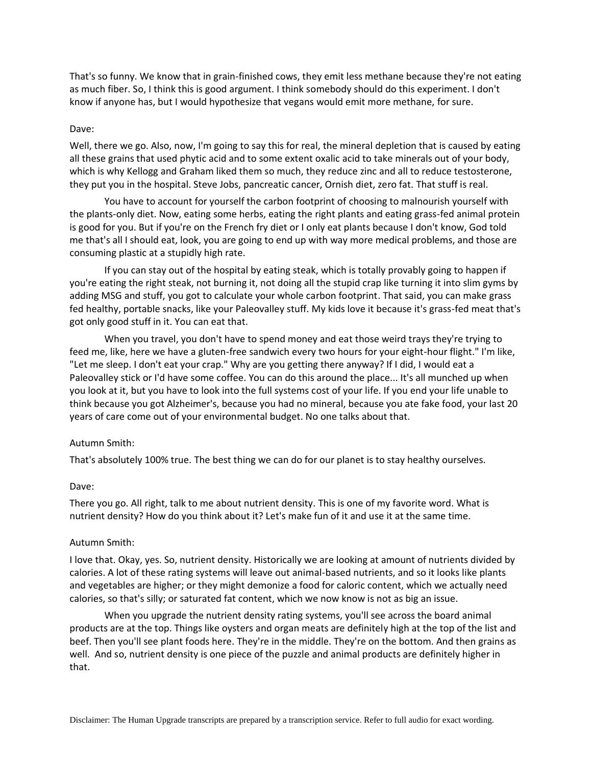That's so funny. We know that in grain-finished cows, they emit less methane because they're not eating as much fiber. So, I think this is good argument. I think somebody should do this experiment. I don't know if anyone has, but I would hypothesize that vegans would emit more methane, for sure.

Dave:

Well, there we go. Also, now, I'm going to say this for real, the mineral depletion that is caused by eating all these grains that used phytic acid and to some extent oxalic acid to take minerals out of your body, which is why Kellogg and Graham liked them so much, they reduce zinc and all to reduce testosterone, they put you in the hospital. Steve Jobs, pancreatic cancer, Ornish diet, zero fat. That stuff is real.

You have to account for yourself the carbon footprint of choosing to malnourish yourself with the plants-only diet. Now, eating some herbs, eating the right plants and eating grass-fed animal protein is good for you. But if you're on the French fry diet or I only eat plants because I don't know, God told me that's all I should eat, look, you are going to end up with way more medical problems, and those are consuming plastic at a stupidly high rate.

If you can stay out of the hospital by eating steak, which is totally provably going to happen if you're eating the right steak, not burning it, not doing all the stupid crap like turning it into slim gyms by adding MSG and stuff, you got to calculate your whole carbon footprint. That said, you can make grass fed healthy, portable snacks, like your Paleovalley stuff. My kids love it because it's grass-fed meat that's got only good stuff in it. You can eat that.

When you travel, you don't have to spend money and eat those weird trays they're trying to feed me, like, here we have a gluten-free sandwich every two hours for your eight-hour flight." I'm like, "Let me sleep. I don't eat your crap." Why are you getting there anyway? If I did, I would eat a Paleovalley stick or I'd have some coffee. You can do this around the place... It's all munched up when you look at it, but you have to look into the full systems cost of your life. If you end your life unable to think because you got Alzheimer's, because you had no mineral, because you ate fake food, your last 20 years of care come out of your environmental budget. No one talks about that.

Autumn Smith:

That's absolutely 100% true. The best thing we can do for our planet is to stay healthy ourselves.

Dave:

There you go. All right, talk to me about nutrient density. This is one of my favorite word. What is nutrient density? How do you think about it? Let's make fun of it and use it at the same time.

Autumn Smith:

I love that. Okay, yes. So, nutrient density. Historically we are looking at amount of nutrients divided by calories. A lot of these rating systems will leave out animal-based nutrients, and so it looks like plants and vegetables are higher; or they might demonize a food for caloric content, which we actually need calories, so that's silly; or saturated fat content, which we now know is not as big an issue.

When you upgrade the nutrient density rating systems, you'll see across the board animal products are at the top. Things like oysters and organ meats are definitely high at the top of the list and beef. Then you'll see plant foods here. They're in the middle. They're on the bottom. And then grains as well. And so, nutrient density is one piece of the puzzle and animal products are definitely higher in that.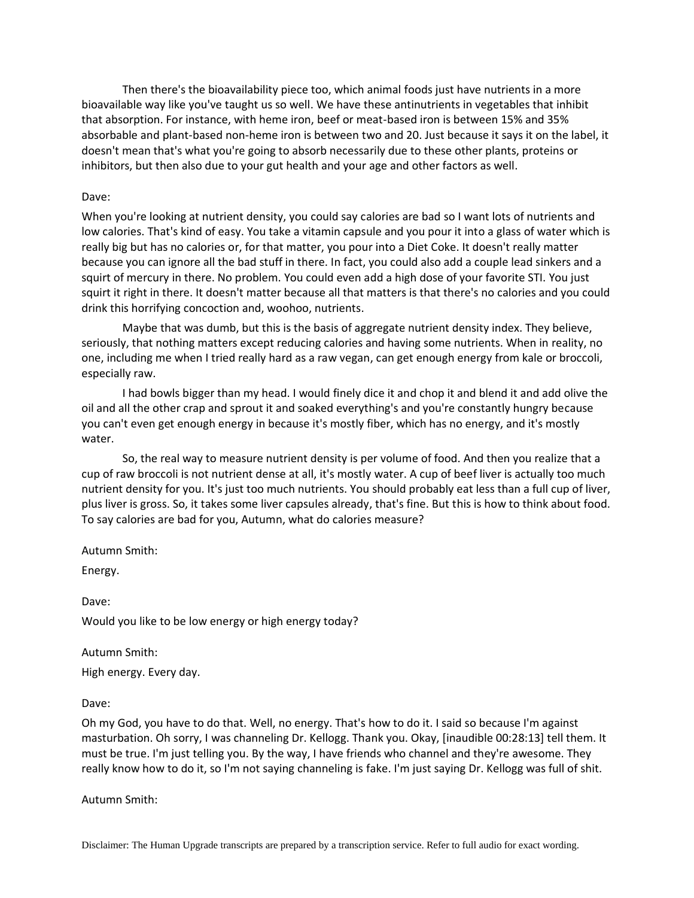Then there's the bioavailability piece too, which animal foods just have nutrients in a more bioavailable way like you've taught us so well. We have these antinutrients in vegetables that inhibit that absorption. For instance, with heme iron, beef or meat-based iron is between 15% and 35% absorbable and plant-based non-heme iron is between two and 20. Just because it says it on the label, it doesn't mean that's what you're going to absorb necessarily due to these other plants, proteins or inhibitors, but then also due to your gut health and your age and other factors as well.

Dave:

When you're looking at nutrient density, you could say calories are bad so I want lots of nutrients and low calories. That's kind of easy. You take a vitamin capsule and you pour it into a glass of water which is really big but has no calories or, for that matter, you pour into a Diet Coke. It doesn't really matter because you can ignore all the bad stuff in there. In fact, you could also add a couple lead sinkers and a squirt of mercury in there. No problem. You could even add a high dose of your favorite STI. You just squirt it right in there. It doesn't matter because all that matters is that there's no calories and you could drink this horrifying concoction and, woohoo, nutrients.

Maybe that was dumb, but this is the basis of aggregate nutrient density index. They believe, seriously, that nothing matters except reducing calories and having some nutrients. When in reality, no one, including me when I tried really hard as a raw vegan, can get enough energy from kale or broccoli, especially raw.

I had bowls bigger than my head. I would finely dice it and chop it and blend it and add olive the oil and all the other crap and sprout it and soaked everything's and you're constantly hungry because you can't even get enough energy in because it's mostly fiber, which has no energy, and it's mostly water.

So, the real way to measure nutrient density is per volume of food. And then you realize that a cup of raw broccoli is not nutrient dense at all, it's mostly water. A cup of beef liver is actually too much nutrient density for you. It's just too much nutrients. You should probably eat less than a full cup of liver, plus liver is gross. So, it takes some liver capsules already, that's fine. But this is how to think about food. To say calories are bad for you, Autumn, what do calories measure?

Autumn Smith:

Energy.

Dave:

Would you like to be low energy or high energy today?

Autumn Smith:

High energy. Every day.

Dave:

Oh my God, you have to do that. Well, no energy. That's how to do it. I said so because I'm against masturbation. Oh sorry, I was channeling Dr. Kellogg. Thank you. Okay, [inaudible 00:28:13] tell them. It must be true. I'm just telling you. By the way, I have friends who channel and they're awesome. They really know how to do it, so I'm not saying channeling is fake. I'm just saying Dr. Kellogg was full of shit.

Autumn Smith:

Disclaimer: The Human Upgrade transcripts are prepared by a transcription service. Refer to full audio for exact wording.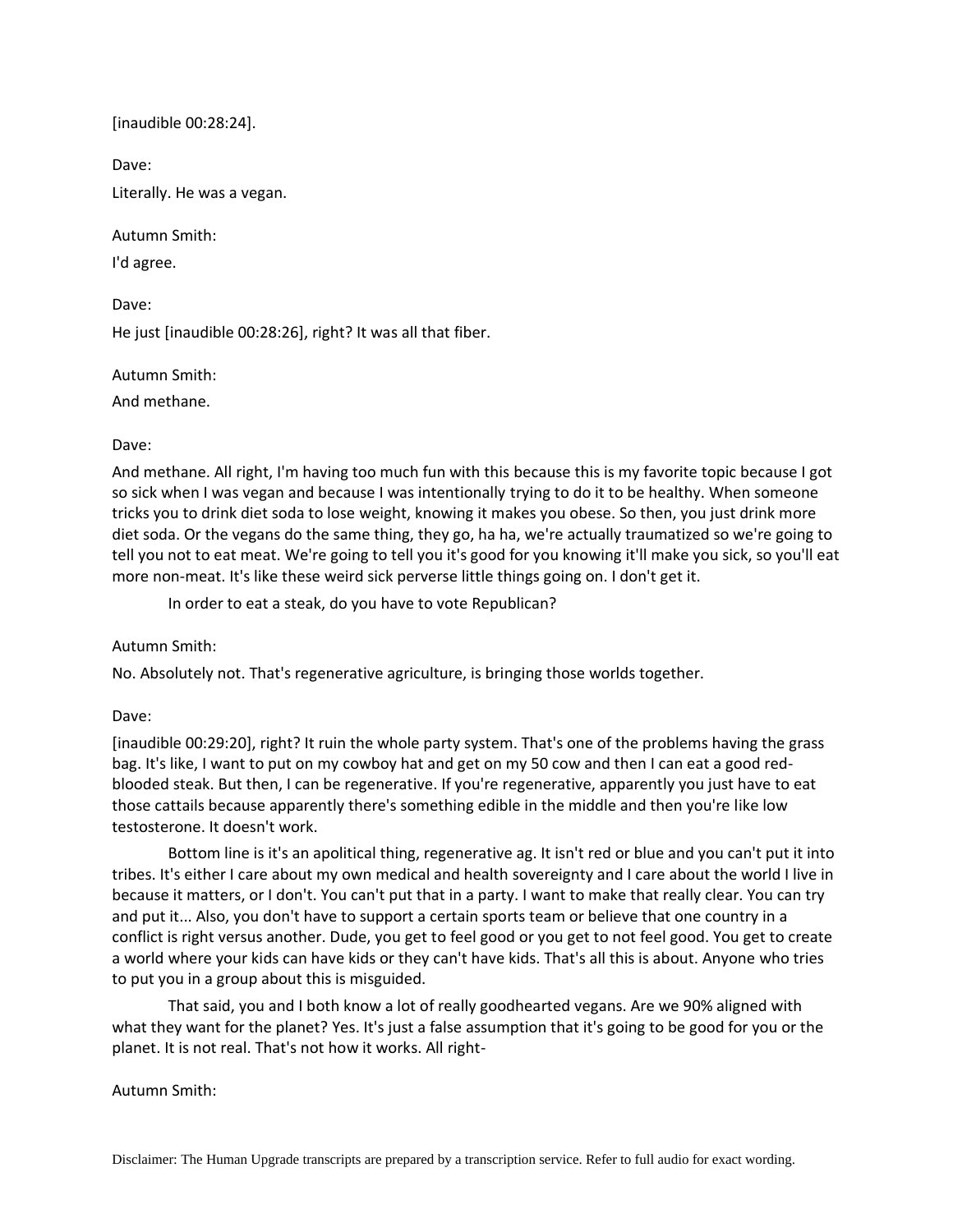[inaudible 00:28:24].

Dave:

Literally. He was a vegan.

Autumn Smith:

I'd agree.

Dave:

He just [inaudible 00:28:26], right? It was all that fiber.

Autumn Smith:

And methane.

Dave:

And methane. All right, I'm having too much fun with this because this is my favorite topic because I got so sick when I was vegan and because I was intentionally trying to do it to be healthy. When someone tricks you to drink diet soda to lose weight, knowing it makes you obese. So then, you just drink more diet soda. Or the vegans do the same thing, they go, ha ha, we're actually traumatized so we're going to tell you not to eat meat. We're going to tell you it's good for you knowing it'll make you sick, so you'll eat more non-meat. It's like these weird sick perverse little things going on. I don't get it.

In order to eat a steak, do you have to vote Republican?

Autumn Smith:

No. Absolutely not. That's regenerative agriculture, is bringing those worlds together.

Dave:

[inaudible 00:29:20], right? It ruin the whole party system. That's one of the problems having the grass bag. It's like, I want to put on my cowboy hat and get on my 50 cow and then I can eat a good red-blooded steak. But then, I can be regenerative. If you're regenerative, apparently you just have to eat those cattails because apparently there's something edible in the middle and then you're like low testosterone. It doesn't work.

Bottom line is it's an apolitical thing, regenerative ag. It isn't red or blue and you can't put it into tribes. It's either I care about my own medical and health sovereignty and I care about the world I live in because it matters, or I don't. You can't put that in a party. I want to make that really clear. You can try and put it... Also, you don't have to support a certain sports team or believe that one country in a conflict is right versus another. Dude, you get to feel good or you get to not feel good. You get to create a world where your kids can have kids or they can't have kids. That's all this is about. Anyone who tries to put you in a group about this is misguided.

That said, you and I both know a lot of really goodhearted vegans. Are we 90% aligned with what they want for the planet? Yes. It's just a false assumption that it's going to be good for you or the planet. It is not real. That's not how it works. All right-

Autumn Smith: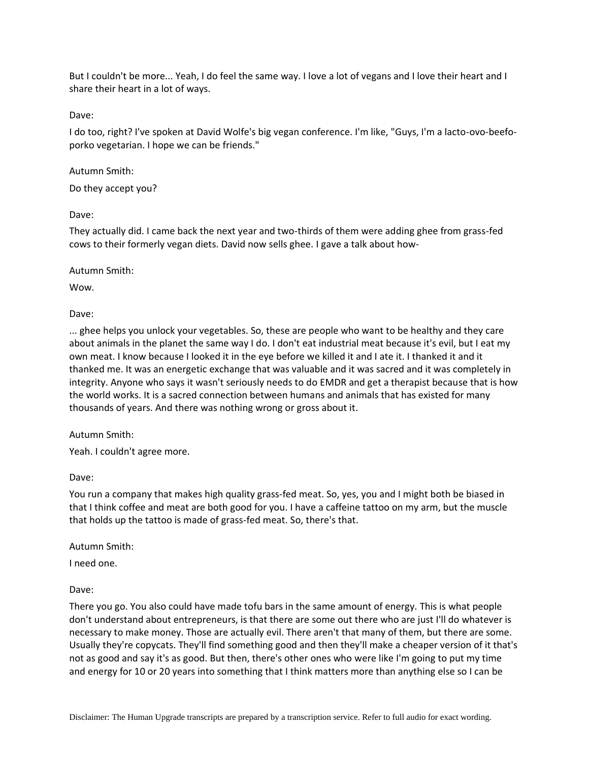But I couldn't be more... Yeah, I do feel the same way. I love a lot of vegans and I love their heart and I share their heart in a lot of ways.

Dave:

I do too, right? I've spoken at David Wolfe's big vegan conference. I'm like, "Guys, I'm a lacto-ovo-beefo-porko vegetarian. I hope we can be friends."

Autumn Smith:

Do they accept you?

Dave:

They actually did. I came back the next year and two-thirds of them were adding ghee from grass-fed cows to their formerly vegan diets. David now sells ghee. I gave a talk about how-

Autumn Smith:

Wow.

Dave:

... ghee helps you unlock your vegetables. So, these are people who want to be healthy and they care about animals in the planet the same way I do. I don't eat industrial meat because it's evil, but I eat my own meat. I know because I looked it in the eye before we killed it and I ate it. I thanked it and it thanked me. It was an energetic exchange that was valuable and it was sacred and it was completely in integrity. Anyone who says it wasn't seriously needs to do EMDR and get a therapist because that is how the world works. It is a sacred connection between humans and animals that has existed for many thousands of years. And there was nothing wrong or gross about it.

Autumn Smith:

Yeah. I couldn't agree more.

Dave:

You run a company that makes high quality grass-fed meat. So, yes, you and I might both be biased in that I think coffee and meat are both good for you. I have a caffeine tattoo on my arm, but the muscle that holds up the tattoo is made of grass-fed meat. So, there's that.

Autumn Smith:

I need one.

Dave:

There you go. You also could have made tofu bars in the same amount of energy. This is what people don't understand about entrepreneurs, is that there are some out there who are just I'll do whatever is necessary to make money. Those are actually evil. There aren't that many of them, but there are some. Usually they're copycats. They'll find something good and then they'll make a cheaper version of it that's not as good and say it's as good. But then, there's other ones who were like I'm going to put my time and energy for 10 or 20 years into something that I think matters more than anything else so I can be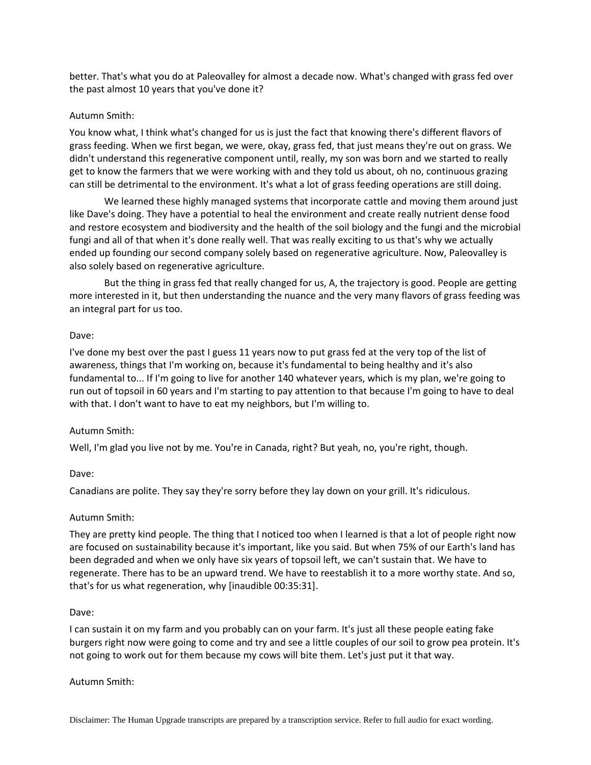better. That's what you do at Paleovalley for almost a decade now. What's changed with grass fed over the past almost 10 years that you've done it?

Autumn Smith:

You know what, I think what's changed for us is just the fact that knowing there's different flavors of grass feeding. When we first began, we were, okay, grass fed, that just means they're out on grass. We didn't understand this regenerative component until, really, my son was born and we started to really get to know the farmers that we were working with and they told us about, oh no, continuous grazing can still be detrimental to the environment. It's what a lot of grass feeding operations are still doing.

We learned these highly managed systems that incorporate cattle and moving them around just like Dave's doing. They have a potential to heal the environment and create really nutrient dense food and restore ecosystem and biodiversity and the health of the soil biology and the fungi and the microbial fungi and all of that when it's done really well. That was really exciting to us that's why we actually ended up founding our second company solely based on regenerative agriculture. Now, Paleovalley is also solely based on regenerative agriculture.

But the thing in grass fed that really changed for us, A, the trajectory is good. People are getting more interested in it, but then understanding the nuance and the very many flavors of grass feeding was an integral part for us too.

Dave:

I've done my best over the past I guess 11 years now to put grass fed at the very top of the list of awareness, things that I'm working on, because it's fundamental to being healthy and it's also fundamental to... If I'm going to live for another 140 whatever years, which is my plan, we're going to run out of topsoil in 60 years and I'm starting to pay attention to that because I'm going to have to deal with that. I don't want to have to eat my neighbors, but I'm willing to.

Autumn Smith:

Well, I'm glad you live not by me. You're in Canada, right? But yeah, no, you're right, though.

Dave:

Canadians are polite. They say they're sorry before they lay down on your grill. It's ridiculous.

Autumn Smith:

They are pretty kind people. The thing that I noticed too when I learned is that a lot of people right now are focused on sustainability because it's important, like you said. But when 75% of our Earth's land has been degraded and when we only have six years of topsoil left, we can't sustain that. We have to regenerate. There has to be an upward trend. We have to reestablish it to a more worthy state. And so, that's for us what regeneration, why [inaudible 00:35:31].

Dave:

I can sustain it on my farm and you probably can on your farm. It's just all these people eating fake burgers right now were going to come and try and see a little couples of our soil to grow pea protein. It's not going to work out for them because my cows will bite them. Let's just put it that way.

Autumn Smith: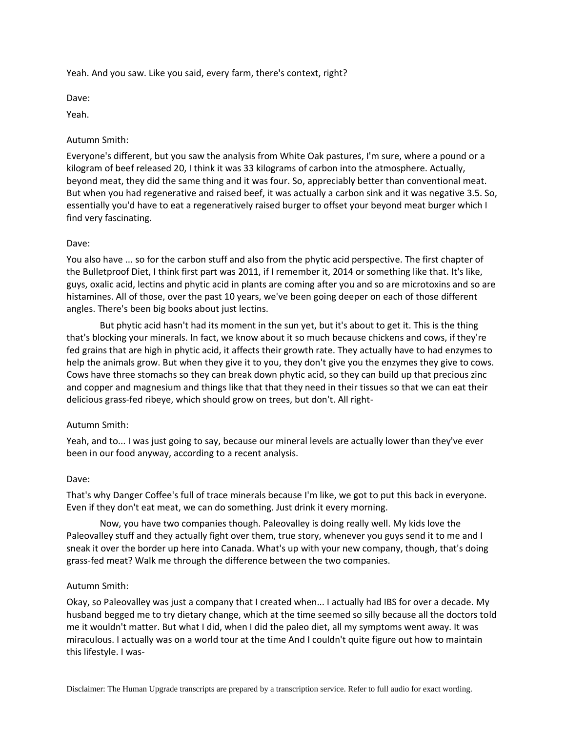Yeah. And you saw. Like you said, every farm, there's context, right?

Dave:

Yeah.

Autumn Smith:

Everyone's different, but you saw the analysis from White Oak pastures, I'm sure, where a pound or a kilogram of beef released 20, I think it was 33 kilograms of carbon into the atmosphere. Actually, beyond meat, they did the same thing and it was four. So, appreciably better than conventional meat. But when you had regenerative and raised beef, it was actually a carbon sink and it was negative 3.5. So, essentially you'd have to eat a regeneratively raised burger to offset your beyond meat burger which I find very fascinating.

Dave:

You also have ... so for the carbon stuff and also from the phytic acid perspective. The first chapter of the Bulletproof Diet, I think first part was 2011, if I remember it, 2014 or something like that. It's like, guys, oxalic acid, lectins and phytic acid in plants are coming after you and so are microtoxins and so are histamines. All of those, over the past 10 years, we've been going deeper on each of those different angles. There's been big books about just lectins.

But phytic acid hasn't had its moment in the sun yet, but it's about to get it. This is the thing that's blocking your minerals. In fact, we know about it so much because chickens and cows, if they're fed grains that are high in phytic acid, it affects their growth rate. They actually have to had enzymes to help the animals grow. But when they give it to you, they don't give you the enzymes they give to cows. Cows have three stomachs so they can break down phytic acid, so they can build up that precious zinc and copper and magnesium and things like that that they need in their tissues so that we can eat their delicious grass-fed ribeye, which should grow on trees, but don't. All right-

Autumn Smith:

Yeah, and to... I was just going to say, because our mineral levels are actually lower than they've ever been in our food anyway, according to a recent analysis.

Dave:

That's why Danger Coffee's full of trace minerals because I'm like, we got to put this back in everyone. Even if they don't eat meat, we can do something. Just drink it every morning.

Now, you have two companies though. Paleovalley is doing really well. My kids love the Paleovalley stuff and they actually fight over them, true story, whenever you guys send it to me and I sneak it over the border up here into Canada. What's up with your new company, though, that's doing grass-fed meat? Walk me through the difference between the two companies.

Autumn Smith:

Okay, so Paleovalley was just a company that I created when... I actually had IBS for over a decade. My husband begged me to try dietary change, which at the time seemed so silly because all the doctors told me it wouldn't matter. But what I did, when I did the paleo diet, all my symptoms went away. It was miraculous. I actually was on a world tour at the time And I couldn't quite figure out how to maintain this lifestyle. I was-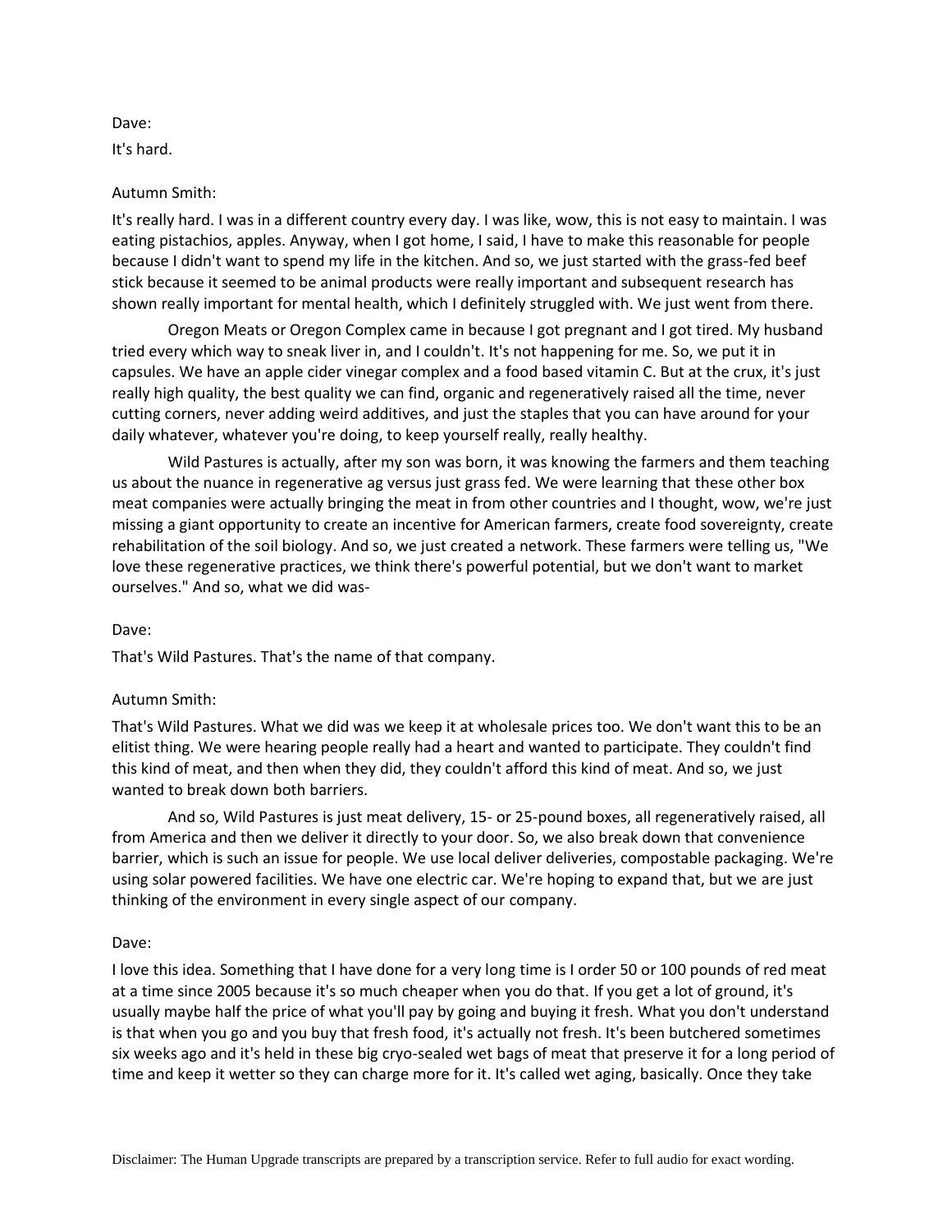Dave:

It's hard.

Autumn Smith:

It's really hard. I was in a different country every day. I was like, wow, this is not easy to maintain. I was eating pistachios, apples. Anyway, when I got home, I said, I have to make this reasonable for people because I didn't want to spend my life in the kitchen. And so, we just started with the grass-fed beef stick because it seemed to be animal products were really important and subsequent research has shown really important for mental health, which I definitely struggled with. We just went from there.

Oregon Meats or Oregon Complex came in because I got pregnant and I got tired. My husband tried every which way to sneak liver in, and I couldn't. It's not happening for me. So, we put it in capsules. We have an apple cider vinegar complex and a food based vitamin C. But at the crux, it's just really high quality, the best quality we can find, organic and regeneratively raised all the time, never cutting corners, never adding weird additives, and just the staples that you can have around for your daily whatever, whatever you're doing, to keep yourself really, really healthy.

Wild Pastures is actually, after my son was born, it was knowing the farmers and them teaching us about the nuance in regenerative ag versus just grass fed. We were learning that these other box meat companies were actually bringing the meat in from other countries and I thought, wow, we're just missing a giant opportunity to create an incentive for American farmers, create food sovereignty, create rehabilitation of the soil biology. And so, we just created a network. These farmers were telling us, "We love these regenerative practices, we think there's powerful potential, but we don't want to market ourselves." And so, what we did was-

Dave:

That's Wild Pastures. That's the name of that company.

Autumn Smith:

That's Wild Pastures. What we did was we keep it at wholesale prices too. We don't want this to be an elitist thing. We were hearing people really had a heart and wanted to participate. They couldn't find this kind of meat, and then when they did, they couldn't afford this kind of meat. And so, we just wanted to break down both barriers.

And so, Wild Pastures is just meat delivery, 15- or 25-pound boxes, all regeneratively raised, all from America and then we deliver it directly to your door. So, we also break down that convenience barrier, which is such an issue for people. We use local deliver deliveries, compostable packaging. We're using solar powered facilities. We have one electric car. We're hoping to expand that, but we are just thinking of the environment in every single aspect of our company.

Dave:

I love this idea. Something that I have done for a very long time is I order 50 or 100 pounds of red meat at a time since 2005 because it's so much cheaper when you do that. If you get a lot of ground, it's usually maybe half the price of what you'll pay by going and buying it fresh. What you don't understand is that when you go and you buy that fresh food, it's actually not fresh. It's been butchered sometimes six weeks ago and it's held in these big cryo-sealed wet bags of meat that preserve it for a long period of time and keep it wetter so they can charge more for it. It's called wet aging, basically. Once they take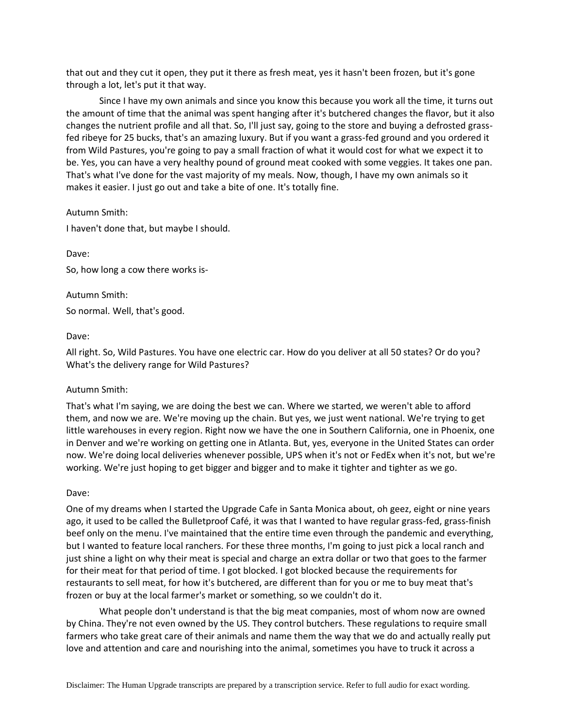that out and they cut it open, they put it there as fresh meat, yes it hasn't been frozen, but it's gone through a lot, let's put it that way.

Since I have my own animals and since you know this because you work all the time, it turns out the amount of time that the animal was spent hanging after it's butchered changes the flavor, but it also changes the nutrient profile and all that. So, I'll just say, going to the store and buying a defrosted grass-fed ribeye for 25 bucks, that's an amazing luxury. But if you want a grass-fed ground and you ordered it from Wild Pastures, you're going to pay a small fraction of what it would cost for what we expect it to be. Yes, you can have a very healthy pound of ground meat cooked with some veggies. It takes one pan. That's what I've done for the vast majority of my meals. Now, though, I have my own animals so it makes it easier. I just go out and take a bite of one. It's totally fine.

Autumn Smith:

I haven't done that, but maybe I should.

Dave:

So, how long a cow there works is-

Autumn Smith:

So normal. Well, that's good.

Dave:

All right. So, Wild Pastures. You have one electric car. How do you deliver at all 50 states? Or do you? What's the delivery range for Wild Pastures?

Autumn Smith:

That's what I'm saying, we are doing the best we can. Where we started, we weren't able to afford them, and now we are. We're moving up the chain. But yes, we just went national. We're trying to get little warehouses in every region. Right now we have the one in Southern California, one in Phoenix, one in Denver and we're working on getting one in Atlanta. But, yes, everyone in the United States can order now. We're doing local deliveries whenever possible, UPS when it's not or FedEx when it's not, but we're working. We're just hoping to get bigger and bigger and to make it tighter and tighter as we go.

Dave:

One of my dreams when I started the Upgrade Cafe in Santa Monica about, oh geez, eight or nine years ago, it used to be called the Bulletproof Café, it was that I wanted to have regular grass-fed, grass-finish beef only on the menu. I've maintained that the entire time even through the pandemic and everything, but I wanted to feature local ranchers. For these three months, I'm going to just pick a local ranch and just shine a light on why their meat is special and charge an extra dollar or two that goes to the farmer for their meat for that period of time. I got blocked. I got blocked because the requirements for restaurants to sell meat, for how it's butchered, are different than for you or me to buy meat that's frozen or buy at the local farmer's market or something, so we couldn't do it.

What people don't understand is that the big meat companies, most of whom now are owned by China. They're not even owned by the US. They control butchers. These regulations to require small farmers who take great care of their animals and name them the way that we do and actually really put love and attention and care and nourishing into the animal, sometimes you have to truck it across a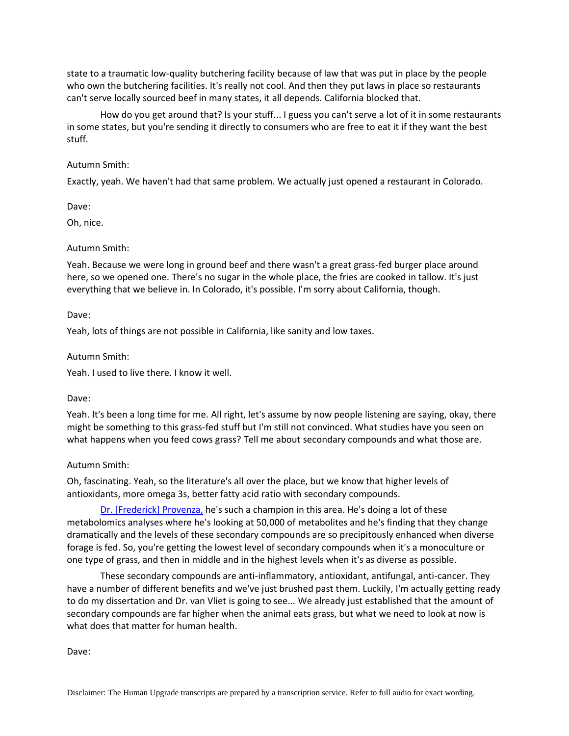state to a traumatic low-quality butchering facility because of law that was put in place by the people who own the butchering facilities. It's really not cool. And then they put laws in place so restaurants can't serve locally sourced beef in many states, it all depends. California blocked that.

How do you get around that? Is your stuff... I guess you can't serve a lot of it in some restaurants in some states, but you're sending it directly to consumers who are free to eat it if they want the best stuff.

Autumn Smith:

Exactly, yeah. We haven't had that same problem. We actually just opened a restaurant in Colorado.

Dave:

Oh, nice.

Autumn Smith:

Yeah. Because we were long in ground beef and there wasn't a great grass-fed burger place around here, so we opened one. There's no sugar in the whole place, the fries are cooked in tallow. It's just everything that we believe in. In Colorado, it's possible. I'm sorry about California, though.

Dave:

Yeah, lots of things are not possible in California, like sanity and low taxes.

Autumn Smith:

Yeah. I used to live there. I know it well.

Dave:

Yeah. It's been a long time for me. All right, let's assume by now people listening are saying, okay, there might be something to this grass-fed stuff but I'm still not convinced. What studies have you seen on what happens when you feed cows grass? Tell me about secondary compounds and what those are.

Autumn Smith:

Oh, fascinating. Yeah, so the literature's all over the place, but we know that higher levels of antioxidants, more omega 3s, better fatty acid ratio with secondary compounds.

Dr. [Frederick] Provenza, he's such a champion in this area. He's doing a lot of these metabolomics analyses where he's looking at 50,000 of metabolites and he's finding that they change dramatically and the levels of these secondary compounds are so precipitously enhanced when diverse forage is fed. So, you're getting the lowest level of secondary compounds when it's a monoculture or one type of grass, and then in middle and in the highest levels when it's as diverse as possible.

These secondary compounds are anti-inflammatory, antioxidant, antifungal, anti-cancer. They have a number of different benefits and we've just brushed past them. Luckily, I'm actually getting ready to do my dissertation and Dr. van Vliet is going to see... We already just established that the amount of secondary compounds are far higher when the animal eats grass, but what we need to look at now is what does that matter for human health.

Dave: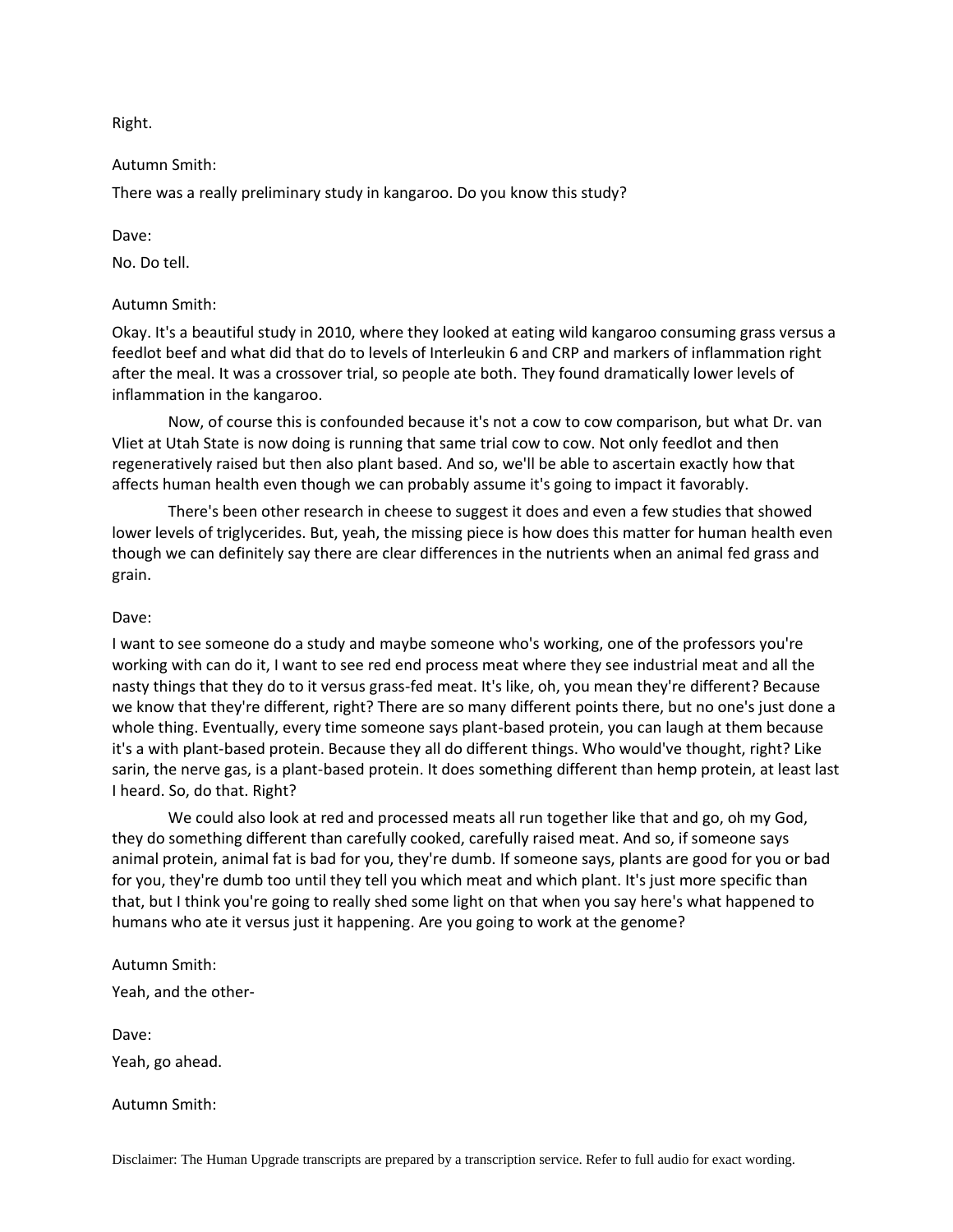Right.

Autumn Smith:

There was a really preliminary study in kangaroo. Do you know this study?

Dave:

No. Do tell.

Autumn Smith:

Okay. It's a beautiful study in 2010, where they looked at eating wild kangaroo consuming grass versus a feedlot beef and what did that do to levels of Interleukin 6 and CRP and markers of inflammation right after the meal. It was a crossover trial, so people ate both. They found dramatically lower levels of inflammation in the kangaroo.

Now, of course this is confounded because it's not a cow to cow comparison, but what Dr. van Vliet at Utah State is now doing is running that same trial cow to cow. Not only feedlot and then regeneratively raised but then also plant based. And so, we'll be able to ascertain exactly how that affects human health even though we can probably assume it's going to impact it favorably.

There's been other research in cheese to suggest it does and even a few studies that showed lower levels of triglycerides. But, yeah, the missing piece is how does this matter for human health even though we can definitely say there are clear differences in the nutrients when an animal fed grass and grain.

Dave:

I want to see someone do a study and maybe someone who's working, one of the professors you're working with can do it, I want to see red end process meat where they see industrial meat and all the nasty things that they do to it versus grass-fed meat. It's like, oh, you mean they're different? Because we know that they're different, right? There are so many different points there, but no one's just done a whole thing. Eventually, every time someone says plant-based protein, you can laugh at them because it's a with plant-based protein. Because they all do different things. Who would've thought, right? Like sarin, the nerve gas, is a plant-based protein. It does something different than hemp protein, at least last I heard. So, do that. Right?

We could also look at red and processed meats all run together like that and go, oh my God, they do something different than carefully cooked, carefully raised meat. And so, if someone says animal protein, animal fat is bad for you, they're dumb. If someone says, plants are good for you or bad for you, they're dumb too until they tell you which meat and which plant. It's just more specific than that, but I think you're going to really shed some light on that when you say here's what happened to humans who ate it versus just it happening. Are you going to work at the genome?

Autumn Smith:

Yeah, and the other-

Dave:

Yeah, go ahead.

Autumn Smith: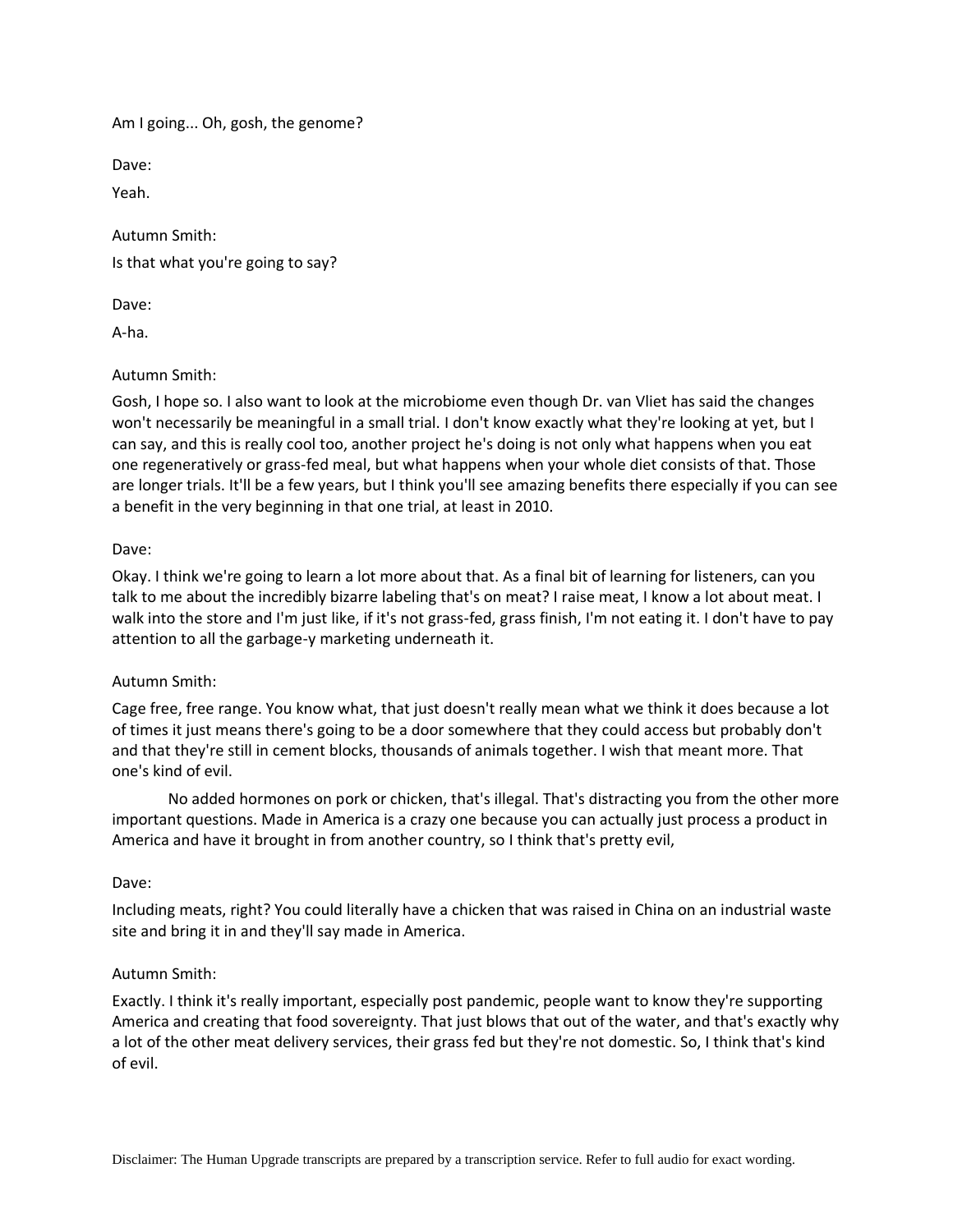Am I going... Oh, gosh, the genome?

Dave:

Yeah.

Autumn Smith:

Is that what you're going to say?

Dave:

A-ha.

Autumn Smith:

Gosh, I hope so. I also want to look at the microbiome even though Dr. van Vliet has said the changes won't necessarily be meaningful in a small trial. I don't know exactly what they're looking at yet, but I can say, and this is really cool too, another project he's doing is not only what happens when you eat one regeneratively or grass-fed meal, but what happens when your whole diet consists of that. Those are longer trials. It'll be a few years, but I think you'll see amazing benefits there especially if you can see a benefit in the very beginning in that one trial, at least in 2010.

Dave:

Okay. I think we're going to learn a lot more about that. As a final bit of learning for listeners, can you talk to me about the incredibly bizarre labeling that's on meat? I raise meat, I know a lot about meat. I walk into the store and I'm just like, if it's not grass-fed, grass finish, I'm not eating it. I don't have to pay attention to all the garbage-y marketing underneath it.

Autumn Smith:

Cage free, free range. You know what, that just doesn't really mean what we think it does because a lot of times it just means there's going to be a door somewhere that they could access but probably don't and that they're still in cement blocks, thousands of animals together. I wish that meant more. That one's kind of evil.

No added hormones on pork or chicken, that's illegal. That's distracting you from the other more important questions. Made in America is a crazy one because you can actually just process a product in America and have it brought in from another country, so I think that's pretty evil,

Dave:

Including meats, right? You could literally have a chicken that was raised in China on an industrial waste site and bring it in and they'll say made in America.

Autumn Smith:

Exactly. I think it's really important, especially post pandemic, people want to know they're supporting America and creating that food sovereignty. That just blows that out of the water, and that's exactly why a lot of the other meat delivery services, their grass fed but they're not domestic. So, I think that's kind of evil.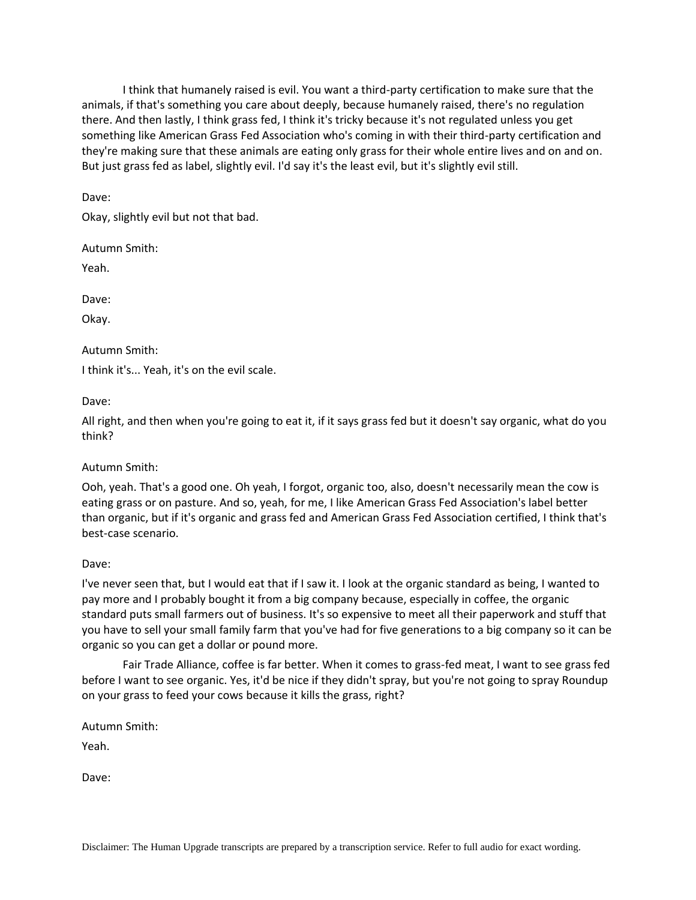I think that humanely raised is evil. You want a third-party certification to make sure that the animals, if that's something you care about deeply, because humanely raised, there's no regulation there. And then lastly, I think grass fed, I think it's tricky because it's not regulated unless you get something like American Grass Fed Association who's coming in with their third-party certification and they're making sure that these animals are eating only grass for their whole entire lives and on and on. But just grass fed as label, slightly evil. I'd say it's the least evil, but it's slightly evil still.

Dave:

Okay, slightly evil but not that bad.

Autumn Smith:

Yeah.

Dave:

Okay.

Autumn Smith:

I think it's... Yeah, it's on the evil scale.

Dave:

All right, and then when you're going to eat it, if it says grass fed but it doesn't say organic, what do you think?

Autumn Smith:

Ooh, yeah. That's a good one. Oh yeah, I forgot, organic too, also, doesn't necessarily mean the cow is eating grass or on pasture. And so, yeah, for me, I like American Grass Fed Association's label better than organic, but if it's organic and grass fed and American Grass Fed Association certified, I think that's best-case scenario.

Dave:

I've never seen that, but I would eat that if I saw it. I look at the organic standard as being, I wanted to pay more and I probably bought it from a big company because, especially in coffee, the organic standard puts small farmers out of business. It's so expensive to meet all their paperwork and stuff that you have to sell your small family farm that you've had for five generations to a big company so it can be organic so you can get a dollar or pound more.

Fair Trade Alliance, coffee is far better. When it comes to grass-fed meat, I want to see grass fed before I want to see organic. Yes, it'd be nice if they didn't spray, but you're not going to spray Roundup on your grass to feed your cows because it kills the grass, right?

Autumn Smith:

Yeah.

Dave: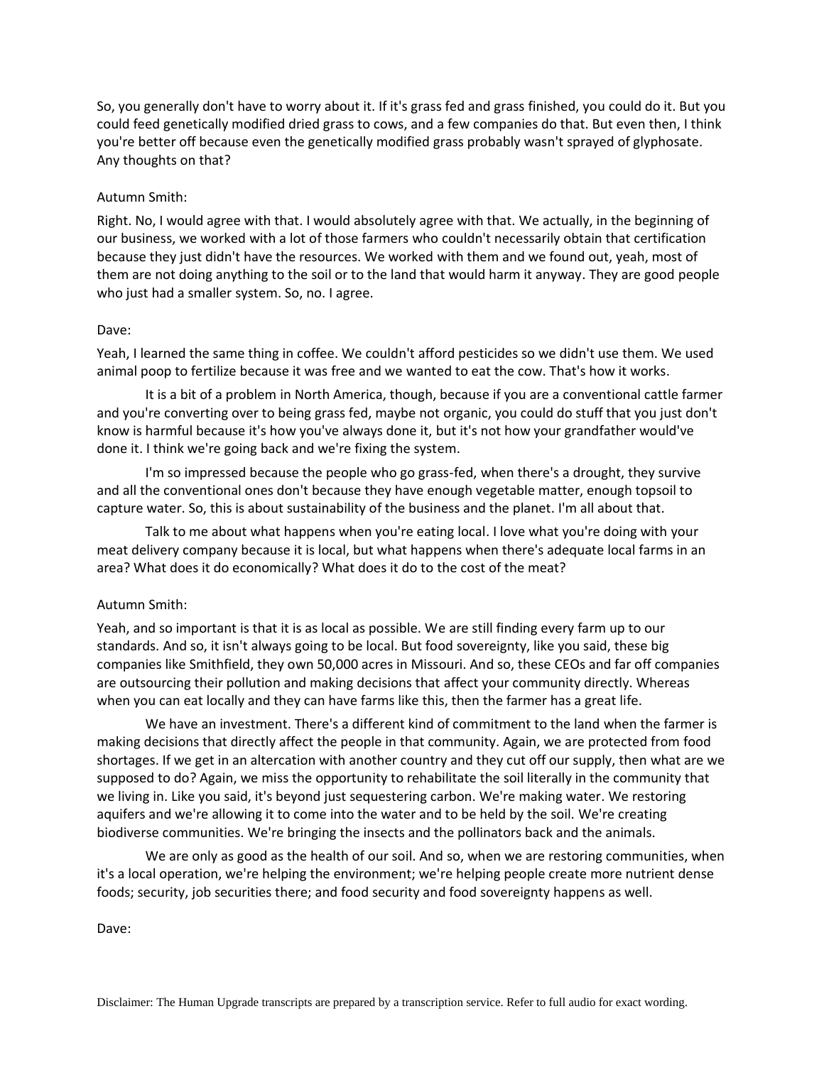So, you generally don't have to worry about it. If it's grass fed and grass finished, you could do it. But you could feed genetically modified dried grass to cows, and a few companies do that. But even then, I think you're better off because even the genetically modified grass probably wasn't sprayed of glyphosate. Any thoughts on that?

Autumn Smith:

Right. No, I would agree with that. I would absolutely agree with that. We actually, in the beginning of our business, we worked with a lot of those farmers who couldn't necessarily obtain that certification because they just didn't have the resources. We worked with them and we found out, yeah, most of them are not doing anything to the soil or to the land that would harm it anyway. They are good people who just had a smaller system. So, no. I agree.

Dave:

Yeah, I learned the same thing in coffee. We couldn't afford pesticides so we didn't use them. We used animal poop to fertilize because it was free and we wanted to eat the cow. That's how it works.

It is a bit of a problem in North America, though, because if you are a conventional cattle farmer and you're converting over to being grass fed, maybe not organic, you could do stuff that you just don't know is harmful because it's how you've always done it, but it's not how your grandfather would've done it. I think we're going back and we're fixing the system.

I'm so impressed because the people who go grass-fed, when there's a drought, they survive and all the conventional ones don't because they have enough vegetable matter, enough topsoil to capture water. So, this is about sustainability of the business and the planet. I'm all about that.

Talk to me about what happens when you're eating local. I love what you're doing with your meat delivery company because it is local, but what happens when there's adequate local farms in an area? What does it do economically? What does it do to the cost of the meat?

Autumn Smith:

Yeah, and so important is that it is as local as possible. We are still finding every farm up to our standards. And so, it isn't always going to be local. But food sovereignty, like you said, these big companies like Smithfield, they own 50,000 acres in Missouri. And so, these CEOs and far off companies are outsourcing their pollution and making decisions that affect your community directly. Whereas when you can eat locally and they can have farms like this, then the farmer has a great life.

We have an investment. There's a different kind of commitment to the land when the farmer is making decisions that directly affect the people in that community. Again, we are protected from food shortages. If we get in an altercation with another country and they cut off our supply, then what are we supposed to do? Again, we miss the opportunity to rehabilitate the soil literally in the community that we living in. Like you said, it's beyond just sequestering carbon. We're making water. We restoring aquifers and we're allowing it to come into the water and to be held by the soil. We're creating biodiverse communities. We're bringing the insects and the pollinators back and the animals.

We are only as good as the health of our soil. And so, when we are restoring communities, when it's a local operation, we're helping the environment; we're helping people create more nutrient dense foods; security, job securities there; and food security and food sovereignty happens as well.

Dave: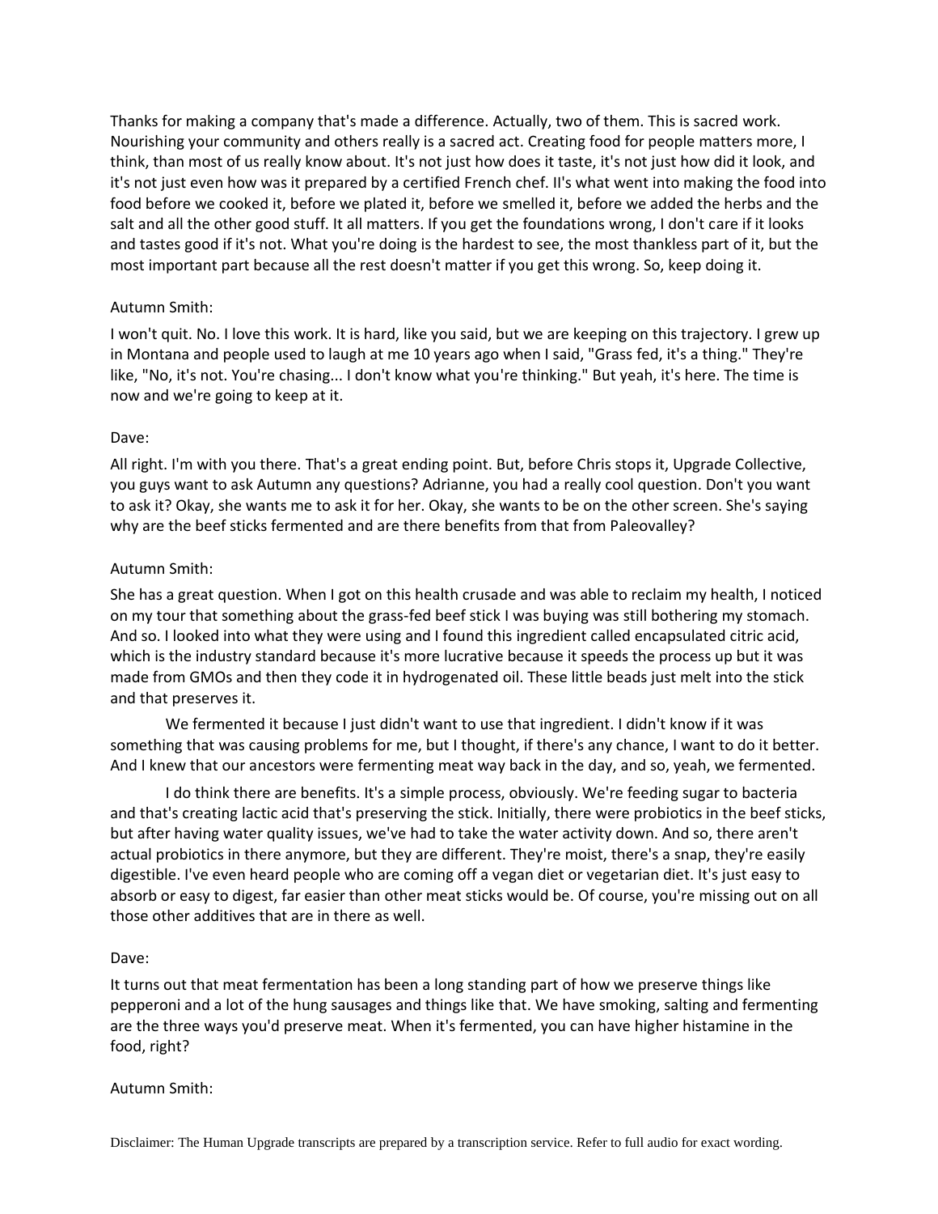Thanks for making a company that's made a difference. Actually, two of them. This is sacred work. Nourishing your community and others really is a sacred act. Creating food for people matters more, I think, than most of us really know about. It's not just how does it taste, it's not just how did it look, and it's not just even how was it prepared by a certified French chef. II's what went into making the food into food before we cooked it, before we plated it, before we smelled it, before we added the herbs and the salt and all the other good stuff. It all matters. If you get the foundations wrong, I don't care if it looks and tastes good if it's not. What you're doing is the hardest to see, the most thankless part of it, but the most important part because all the rest doesn't matter if you get this wrong. So, keep doing it.

Autumn Smith:

I won't quit. No. I love this work. It is hard, like you said, but we are keeping on this trajectory. I grew up in Montana and people used to laugh at me 10 years ago when I said, "Grass fed, it's a thing." They're like, "No, it's not. You're chasing... I don't know what you're thinking." But yeah, it's here. The time is now and we're going to keep at it.

Dave:

All right. I'm with you there. That's a great ending point. But, before Chris stops it, Upgrade Collective, you guys want to ask Autumn any questions? Adrianne, you had a really cool question. Don't you want to ask it? Okay, she wants me to ask it for her. Okay, she wants to be on the other screen. She's saying why are the beef sticks fermented and are there benefits from that from Paleovalley?

Autumn Smith:

She has a great question. When I got on this health crusade and was able to reclaim my health, I noticed on my tour that something about the grass-fed beef stick I was buying was still bothering my stomach. And so. I looked into what they were using and I found this ingredient called encapsulated citric acid, which is the industry standard because it's more lucrative because it speeds the process up but it was made from GMOs and then they code it in hydrogenated oil. These little beads just melt into the stick and that preserves it.

We fermented it because I just didn't want to use that ingredient. I didn't know if it was something that was causing problems for me, but I thought, if there's any chance, I want to do it better. And I knew that our ancestors were fermenting meat way back in the day, and so, yeah, we fermented.

I do think there are benefits. It's a simple process, obviously. We're feeding sugar to bacteria and that's creating lactic acid that's preserving the stick. Initially, there were probiotics in the beef sticks, but after having water quality issues, we've had to take the water activity down. And so, there aren't actual probiotics in there anymore, but they are different. They're moist, there's a snap, they're easily digestible. I've even heard people who are coming off a vegan diet or vegetarian diet. It's just easy to absorb or easy to digest, far easier than other meat sticks would be. Of course, you're missing out on all those other additives that are in there as well.

Dave:

It turns out that meat fermentation has been a long standing part of how we preserve things like pepperoni and a lot of the hung sausages and things like that. We have smoking, salting and fermenting are the three ways you'd preserve meat. When it's fermented, you can have higher histamine in the food, right?

Autumn Smith: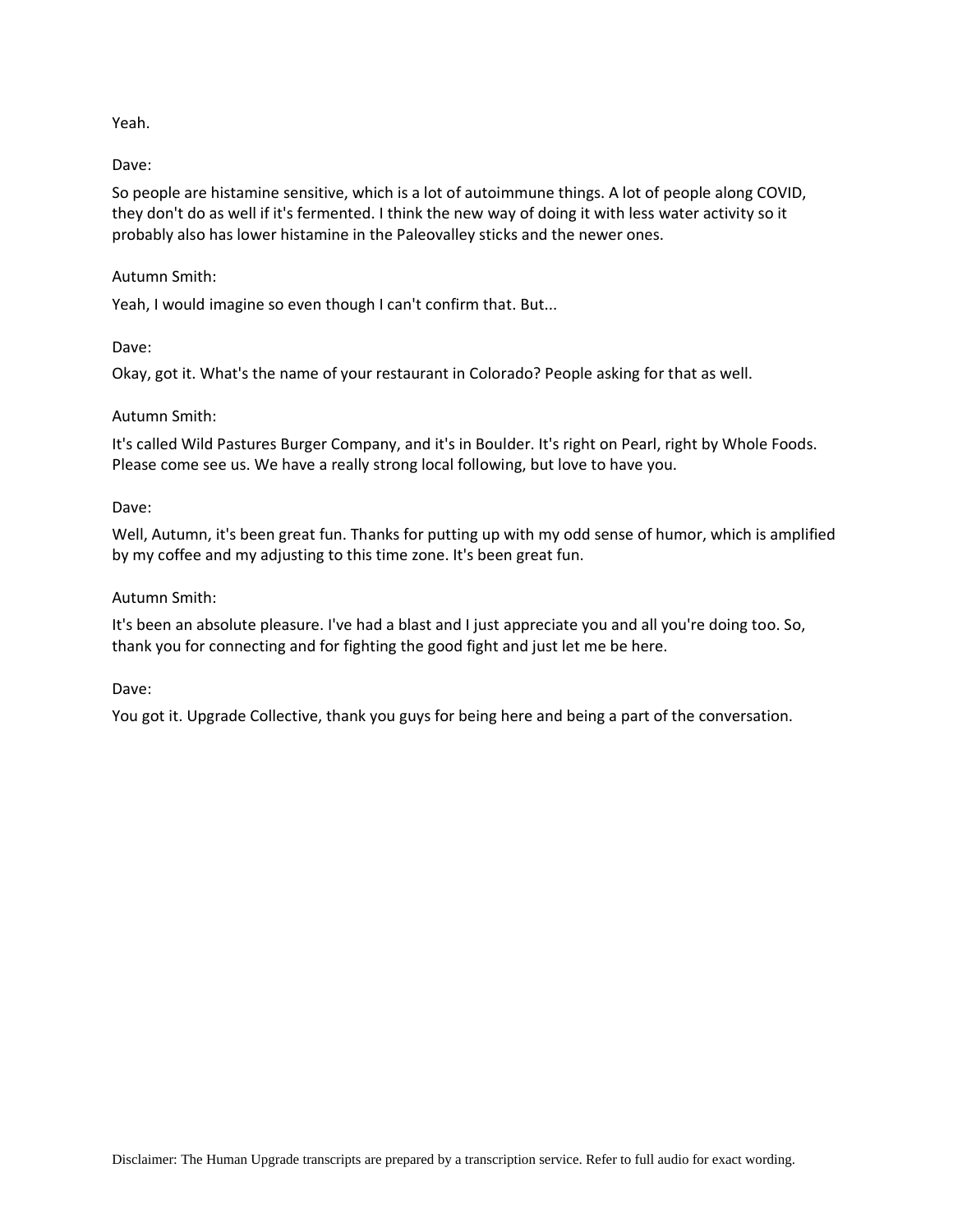Yeah.

Dave:

So people are histamine sensitive, which is a lot of autoimmune things. A lot of people along COVID, they don't do as well if it's fermented. I think the new way of doing it with less water activity so it probably also has lower histamine in the Paleovalley sticks and the newer ones.

Autumn Smith:

Yeah, I would imagine so even though I can't confirm that. But...

Dave:

Okay, got it. What's the name of your restaurant in Colorado? People asking for that as well.

Autumn Smith:

It's called Wild Pastures Burger Company, and it's in Boulder. It's right on Pearl, right by Whole Foods. Please come see us. We have a really strong local following, but love to have you.

Dave:

Well, Autumn, it's been great fun. Thanks for putting up with my odd sense of humor, which is amplified by my coffee and my adjusting to this time zone. It's been great fun.

Autumn Smith:

It's been an absolute pleasure. I've had a blast and I just appreciate you and all you're doing too. So, thank you for connecting and for fighting the good fight and just let me be here.

Dave:

You got it. Upgrade Collective, thank you guys for being here and being a part of the conversation.